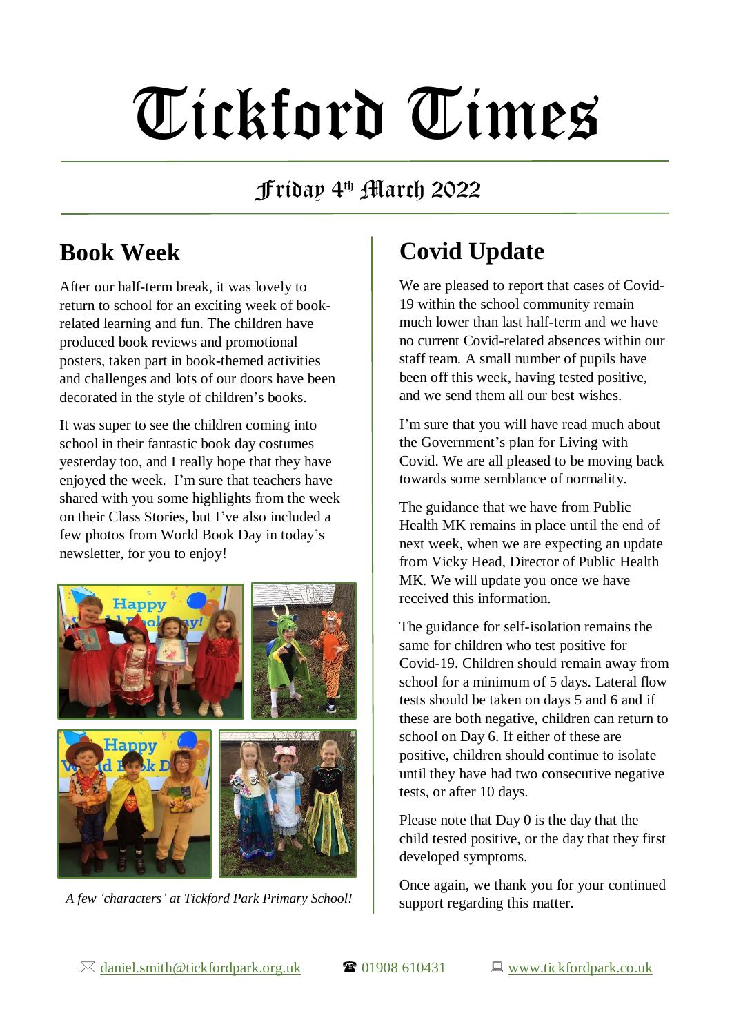# Tickford Times

## Friday 4th March 2022

## Book Week

After our half-term break, it was lovely to return to school for an exciting week of book-related learning and fun. The children have produced book reviews and promotional posters, taken part in book-themed activities and challenges and lots of our doors have been decorated in the style of children's books.

It was super to see the children coming into school in their fantastic book day costumes yesterday too, and I really hope that they have enjoyed the week. I'm sure that teachers have shared with you some highlights from the week on their Class Stories, but I've also included a few photos from World Book Day in today's newsletter, for you to enjoy!

*A few 'characters' at Tickford Park Primary School!*

## Covid Update

We are pleased to report that cases of Covid-19 within the school community remain much lower than last half-term and we have no current Covid-related absences within our staff team. A small number of pupils have been off this week, having tested positive, and we send them all our best wishes.

I'm sure that you will have read much about the Government's plan for Living with Covid. We are all pleased to be moving back towards some semblance of normality.

The guidance that we have from Public Health MK remains in place until the end of next week, when we are expecting an update from Vicky Head, Director of Public Health MK. We will update you once we have received this information.

The guidance for self-isolation remains the same for children who test positive for Covid-19. Children should remain away from school for a minimum of 5 days. Lateral flow tests should be taken on days 5 and 6 and if these are both negative, children can return to school on Day 6. If either of these are positive, children should continue to isolate until they have had two consecutive negative tests, or after 10 days.

Please note that Day 0 is the day that the child tested positive, or the day that they first developed symptoms.

Once again, we thank you for your continued support regarding this matter.

✉ daniel.smith@tickfordpark.org.uk ☎ 01908 610431 💻 www.tickfordpark.co.uk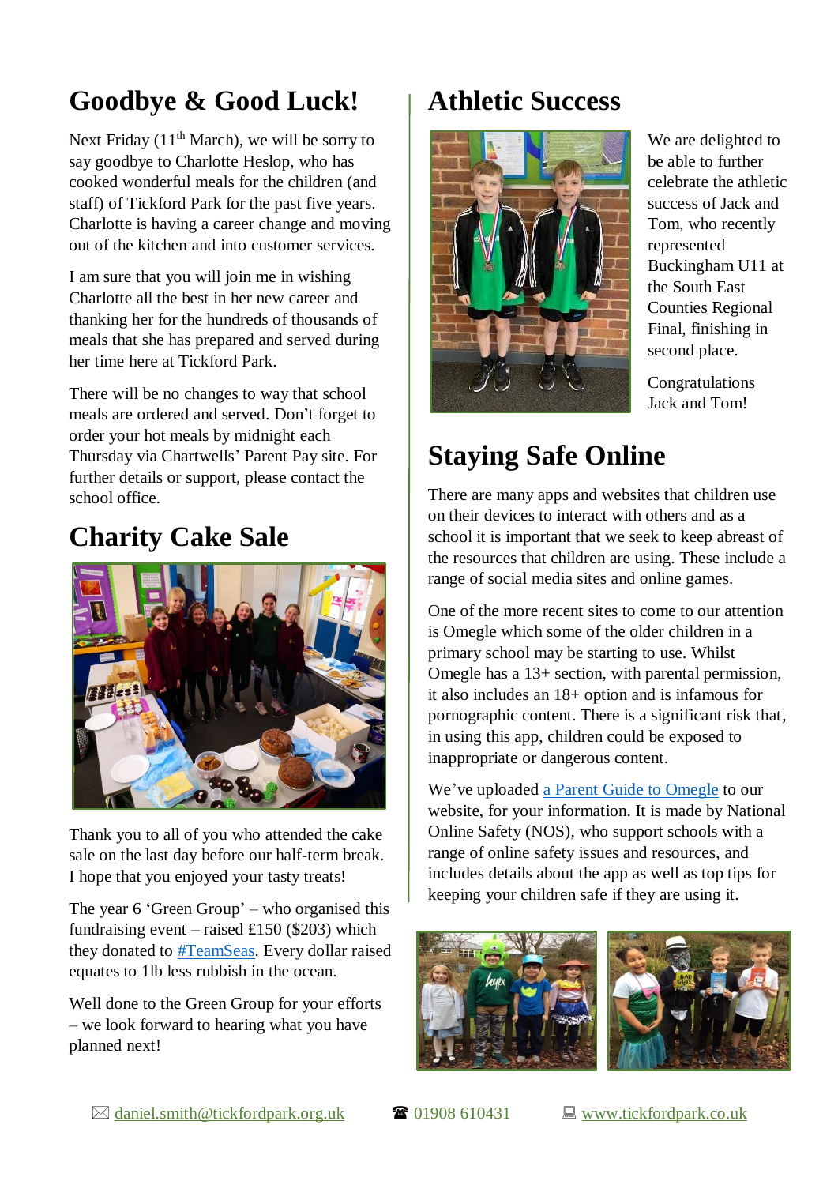## Goodbye & Good Luck!

Next Friday (11th March), we will be sorry to say goodbye to Charlotte Heslop, who has cooked wonderful meals for the children (and staff) of Tickford Park for the past five years. Charlotte is having a career change and moving out of the kitchen and into customer services.

I am sure that you will join me in wishing Charlotte all the best in her new career and thanking her for the hundreds of thousands of meals that she has prepared and served during her time here at Tickford Park.

There will be no changes to way that school meals are ordered and served. Don't forget to order your hot meals by midnight each Thursday via Chartwells' Parent Pay site. For further details or support, please contact the school office.

## Charity Cake Sale

Thank you to all of you who attended the cake sale on the last day before our half-term break. I hope that you enjoyed your tasty treats!

The year 6 'Green Group' – who organised this fundraising event – raised £150 ($203) which they donated to #TeamSeas. Every dollar raised equates to 1lb less rubbish in the ocean.

Well done to the Green Group for your efforts – we look forward to hearing what you have planned next!

## Athletic Success

We are delighted to be able to further celebrate the athletic success of Jack and Tom, who recently represented Buckingham U11 at the South East Counties Regional Final, finishing in second place.

Congratulations Jack and Tom!

## Staying Safe Online

There are many apps and websites that children use on their devices to interact with others and as a school it is important that we seek to keep abreast of the resources that children are using. These include a range of social media sites and online games.

One of the more recent sites to come to our attention is Omegle which some of the older children in a primary school may be starting to use. Whilst Omegle has a 13+ section, with parental permission, it also includes an 18+ option and is infamous for pornographic content. There is a significant risk that, in using this app, children could be exposed to inappropriate or dangerous content.

We've uploaded a Parent Guide to Omegle to our website, for your information. It is made by National Online Safety (NOS), who support schools with a range of online safety issues and resources, and includes details about the app as well as top tips for keeping your children safe if they are using it.

✉ daniel.smith@tickfordpark.org.uk ☎ 01908 610431 💻 www.tickfordpark.co.uk